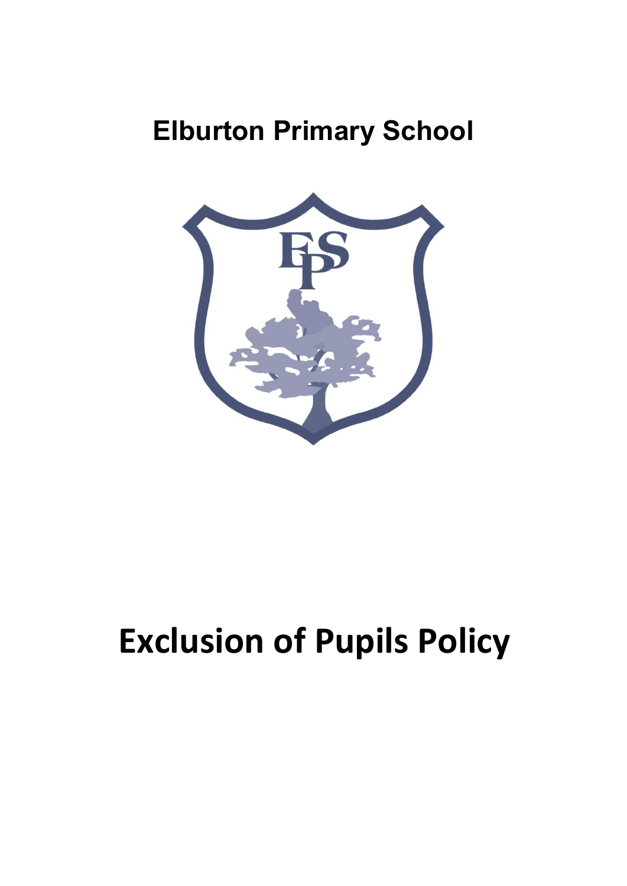# Elburton Primary School

# Exclusion of Pupils Policy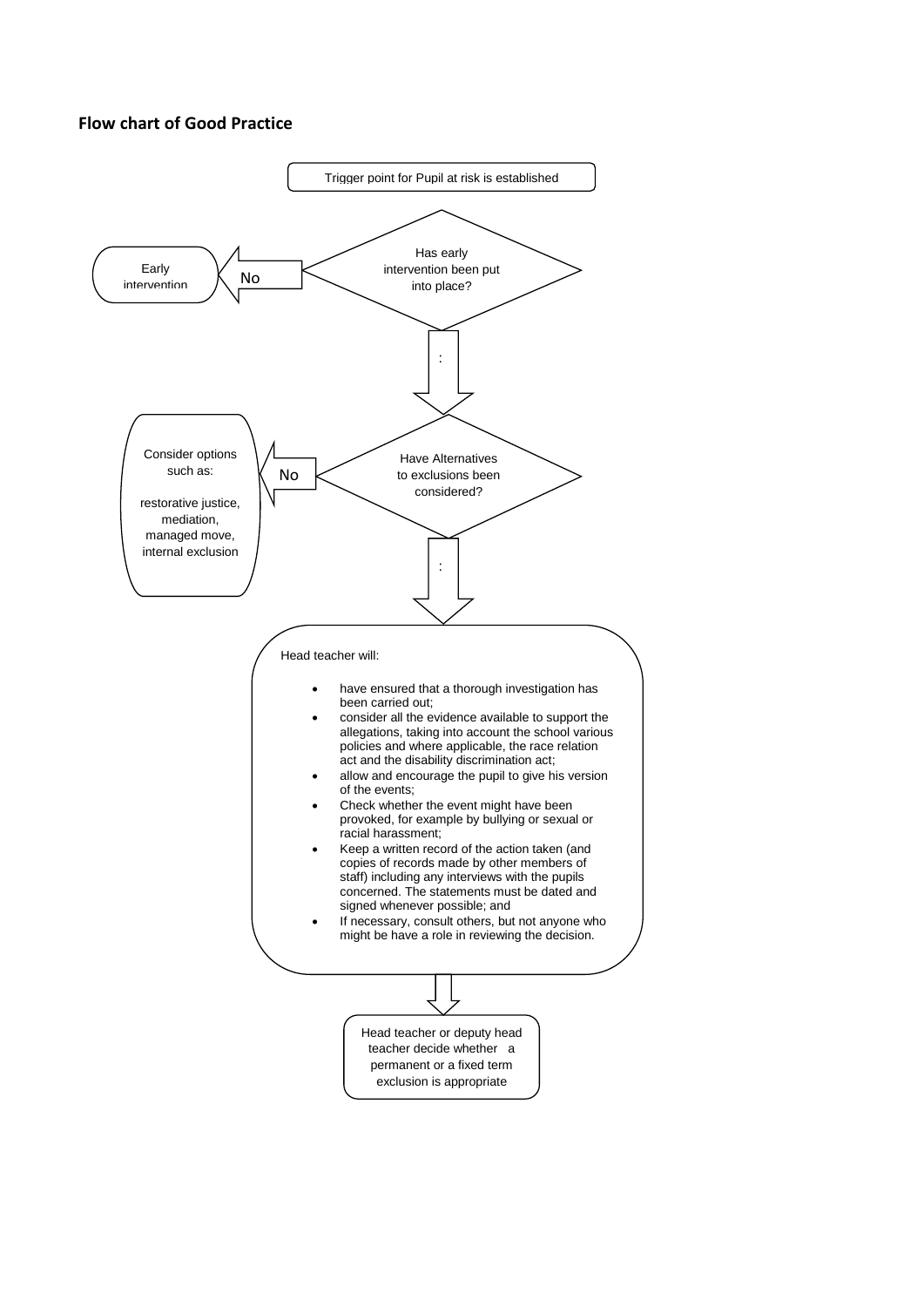**Flow chart of Good Practice**

Trigger point for Pupil at risk is established

Has early intervention been put into place?

No → Early intervention

:

Have Alternatives to exclusions been considered?

No → Consider options such as:

restorative justice,
mediation,
managed move,
internal exclusion

:

Head teacher will:

- have ensured that a thorough investigation has been carried out;
- consider all the evidence available to support the allegations, taking into account the school various policies and where applicable, the race relation act and the disability discrimination act;
- allow and encourage the pupil to give his version of the events;
- Check whether the event might have been provoked, for example by bullying or sexual or racial harassment;
- Keep a written record of the action taken (and copies of records made by other members of staff) including any interviews with the pupils concerned. The statements must be dated and signed whenever possible; and
- If necessary, consult others, but not anyone who might be have a role in reviewing the decision.

Head teacher or deputy head teacher decide whether a permanent or a fixed term exclusion is appropriate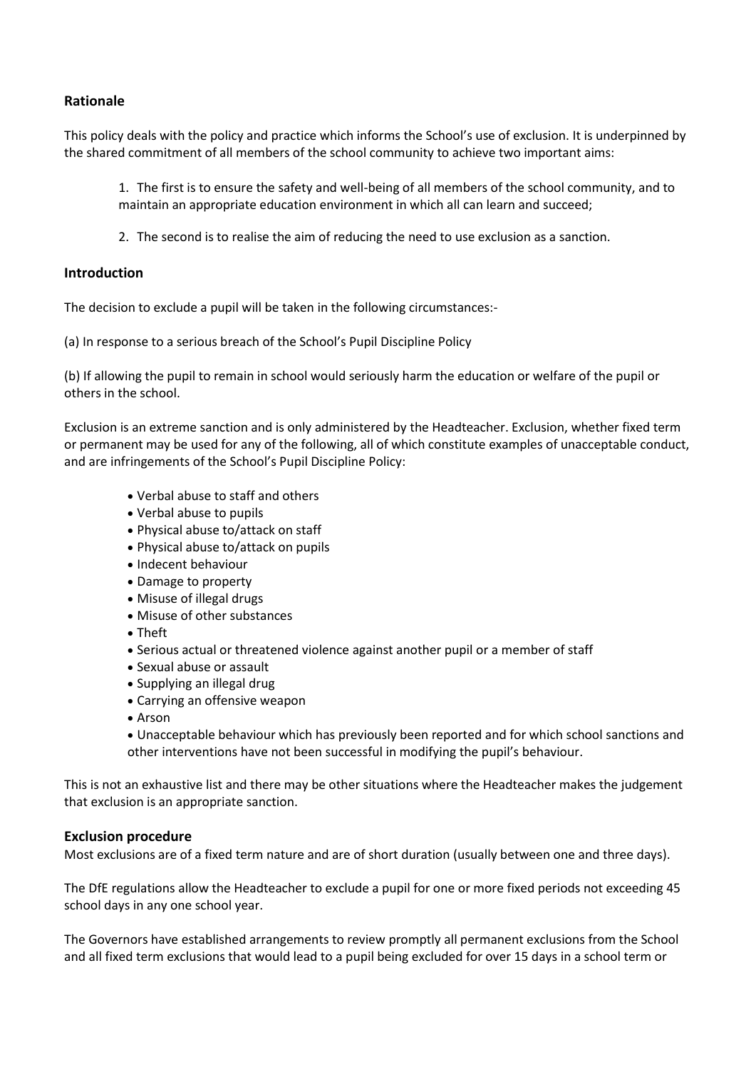## Rationale

This policy deals with the policy and practice which informs the School's use of exclusion. It is underpinned by the shared commitment of all members of the school community to achieve two important aims:

1. The first is to ensure the safety and well-being of all members of the school community, and to maintain an appropriate education environment in which all can learn and succeed;
2. The second is to realise the aim of reducing the need to use exclusion as a sanction.

## Introduction

The decision to exclude a pupil will be taken in the following circumstances:-

(a) In response to a serious breach of the School's Pupil Discipline Policy

(b) If allowing the pupil to remain in school would seriously harm the education or welfare of the pupil or others in the school.

Exclusion is an extreme sanction and is only administered by the Headteacher. Exclusion, whether fixed term or permanent may be used for any of the following, all of which constitute examples of unacceptable conduct, and are infringements of the School's Pupil Discipline Policy:

- Verbal abuse to staff and others
- Verbal abuse to pupils
- Physical abuse to/attack on staff
- Physical abuse to/attack on pupils
- Indecent behaviour
- Damage to property
- Misuse of illegal drugs
- Misuse of other substances
- Theft
- Serious actual or threatened violence against another pupil or a member of staff
- Sexual abuse or assault
- Supplying an illegal drug
- Carrying an offensive weapon
- Arson
- Unacceptable behaviour which has previously been reported and for which school sanctions and other interventions have not been successful in modifying the pupil's behaviour.

This is not an exhaustive list and there may be other situations where the Headteacher makes the judgement that exclusion is an appropriate sanction.

## Exclusion procedure

Most exclusions are of a fixed term nature and are of short duration (usually between one and three days).

The DfE regulations allow the Headteacher to exclude a pupil for one or more fixed periods not exceeding 45 school days in any one school year.

The Governors have established arrangements to review promptly all permanent exclusions from the School and all fixed term exclusions that would lead to a pupil being excluded for over 15 days in a school term or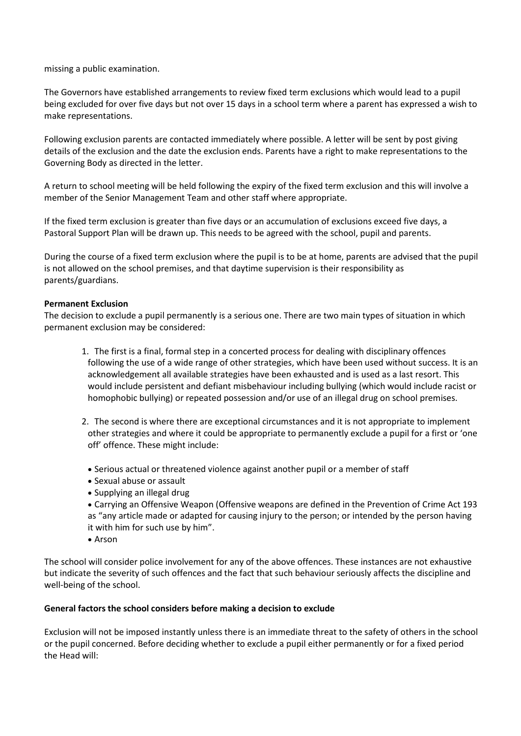missing a public examination.

The Governors have established arrangements to review fixed term exclusions which would lead to a pupil being excluded for over five days but not over 15 days in a school term where a parent has expressed a wish to make representations.

Following exclusion parents are contacted immediately where possible. A letter will be sent by post giving details of the exclusion and the date the exclusion ends. Parents have a right to make representations to the Governing Body as directed in the letter.

A return to school meeting will be held following the expiry of the fixed term exclusion and this will involve a member of the Senior Management Team and other staff where appropriate.

If the fixed term exclusion is greater than five days or an accumulation of exclusions exceed five days, a Pastoral Support Plan will be drawn up. This needs to be agreed with the school, pupil and parents.

During the course of a fixed term exclusion where the pupil is to be at home, parents are advised that the pupil is not allowed on the school premises, and that daytime supervision is their responsibility as parents/guardians.

**Permanent Exclusion**

The decision to exclude a pupil permanently is a serious one. There are two main types of situation in which permanent exclusion may be considered:

1. The first is a final, formal step in a concerted process for dealing with disciplinary offences following the use of a wide range of other strategies, which have been used without success. It is an acknowledgement all available strategies have been exhausted and is used as a last resort. This would include persistent and defiant misbehaviour including bullying (which would include racist or homophobic bullying) or repeated possession and/or use of an illegal drug on school premises.

2. The second is where there are exceptional circumstances and it is not appropriate to implement other strategies and where it could be appropriate to permanently exclude a pupil for a first or 'one off' offence. These might include:

   - Serious actual or threatened violence against another pupil or a member of staff
   - Sexual abuse or assault
   - Supplying an illegal drug
   - Carrying an Offensive Weapon (Offensive weapons are defined in the Prevention of Crime Act 193 as "any article made or adapted for causing injury to the person; or intended by the person having it with him for such use by him".
   - Arson

The school will consider police involvement for any of the above offences. These instances are not exhaustive but indicate the severity of such offences and the fact that such behaviour seriously affects the discipline and well-being of the school.

**General factors the school considers before making a decision to exclude**

Exclusion will not be imposed instantly unless there is an immediate threat to the safety of others in the school or the pupil concerned. Before deciding whether to exclude a pupil either permanently or for a fixed period the Head will: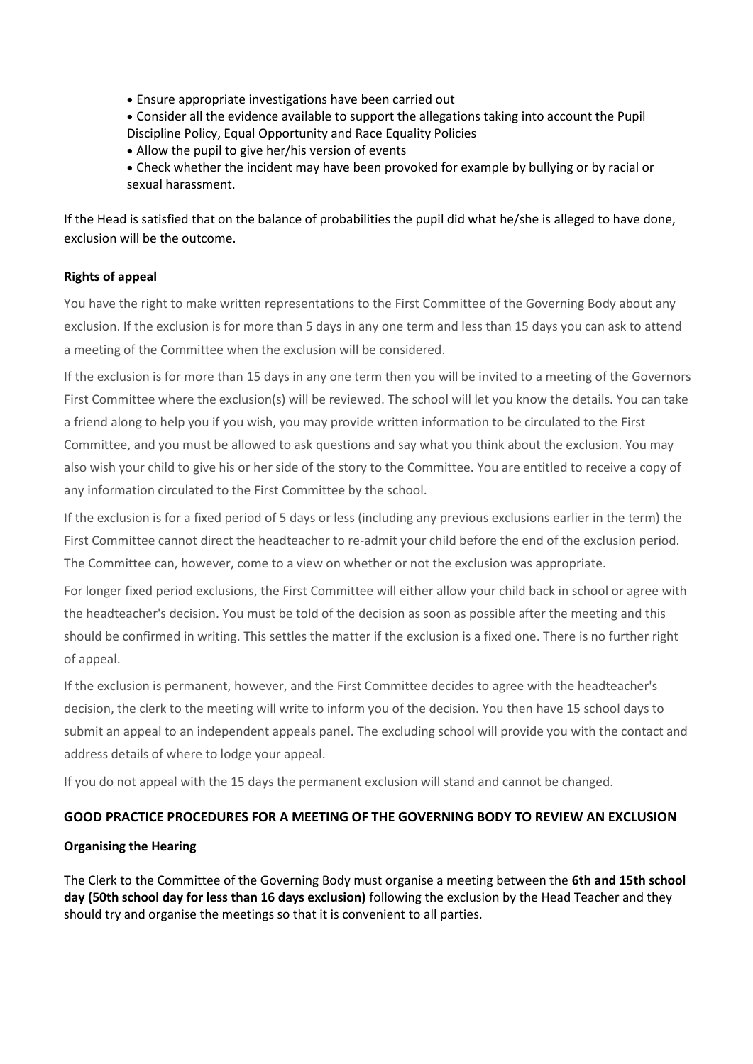- Ensure appropriate investigations have been carried out
- Consider all the evidence available to support the allegations taking into account the Pupil Discipline Policy, Equal Opportunity and Race Equality Policies
- Allow the pupil to give her/his version of events
- Check whether the incident may have been provoked for example by bullying or by racial or sexual harassment.

If the Head is satisfied that on the balance of probabilities the pupil did what he/she is alleged to have done, exclusion will be the outcome.

**Rights of appeal**

You have the right to make written representations to the First Committee of the Governing Body about any exclusion. If the exclusion is for more than 5 days in any one term and less than 15 days you can ask to attend a meeting of the Committee when the exclusion will be considered.

If the exclusion is for more than 15 days in any one term then you will be invited to a meeting of the Governors First Committee where the exclusion(s) will be reviewed. The school will let you know the details. You can take a friend along to help you if you wish, you may provide written information to be circulated to the First Committee, and you must be allowed to ask questions and say what you think about the exclusion. You may also wish your child to give his or her side of the story to the Committee. You are entitled to receive a copy of any information circulated to the First Committee by the school.

If the exclusion is for a fixed period of 5 days or less (including any previous exclusions earlier in the term) the First Committee cannot direct the headteacher to re-admit your child before the end of the exclusion period. The Committee can, however, come to a view on whether or not the exclusion was appropriate.

For longer fixed period exclusions, the First Committee will either allow your child back in school or agree with the headteacher's decision. You must be told of the decision as soon as possible after the meeting and this should be confirmed in writing. This settles the matter if the exclusion is a fixed one. There is no further right of appeal.

If the exclusion is permanent, however, and the First Committee decides to agree with the headteacher's decision, the clerk to the meeting will write to inform you of the decision. You then have 15 school days to submit an appeal to an independent appeals panel. The excluding school will provide you with the contact and address details of where to lodge your appeal.

If you do not appeal with the 15 days the permanent exclusion will stand and cannot be changed.

**GOOD PRACTICE PROCEDURES FOR A MEETING OF THE GOVERNING BODY TO REVIEW AN EXCLUSION**

**Organising the Hearing**

The Clerk to the Committee of the Governing Body must organise a meeting between the **6th and 15th school day (50th school day for less than 16 days exclusion)** following the exclusion by the Head Teacher and they should try and organise the meetings so that it is convenient to all parties.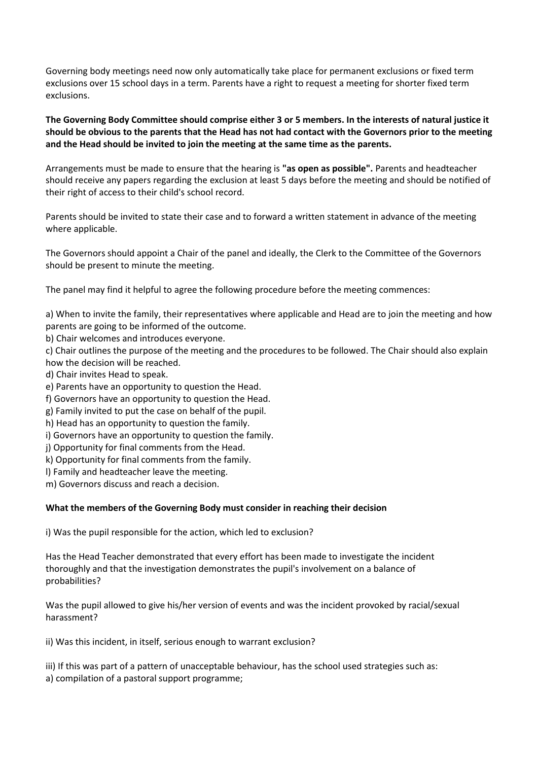Governing body meetings need now only automatically take place for permanent exclusions or fixed term exclusions over 15 school days in a term. Parents have a right to request a meeting for shorter fixed term exclusions.

**The Governing Body Committee should comprise either 3 or 5 members. In the interests of natural justice it should be obvious to the parents that the Head has not had contact with the Governors prior to the meeting and the Head should be invited to join the meeting at the same time as the parents.**

Arrangements must be made to ensure that the hearing is **"as open as possible".** Parents and headteacher should receive any papers regarding the exclusion at least 5 days before the meeting and should be notified of their right of access to their child's school record.

Parents should be invited to state their case and to forward a written statement in advance of the meeting where applicable.

The Governors should appoint a Chair of the panel and ideally, the Clerk to the Committee of the Governors should be present to minute the meeting.

The panel may find it helpful to agree the following procedure before the meeting commences:

a) When to invite the family, their representatives where applicable and Head are to join the meeting and how parents are going to be informed of the outcome.
b) Chair welcomes and introduces everyone.
c) Chair outlines the purpose of the meeting and the procedures to be followed. The Chair should also explain how the decision will be reached.
d) Chair invites Head to speak.
e) Parents have an opportunity to question the Head.
f) Governors have an opportunity to question the Head.
g) Family invited to put the case on behalf of the pupil.
h) Head has an opportunity to question the family.
i) Governors have an opportunity to question the family.
j) Opportunity for final comments from the Head.
k) Opportunity for final comments from the family.
l) Family and headteacher leave the meeting.
m) Governors discuss and reach a decision.

**What the members of the Governing Body must consider in reaching their decision**

i) Was the pupil responsible for the action, which led to exclusion?

Has the Head Teacher demonstrated that every effort has been made to investigate the incident thoroughly and that the investigation demonstrates the pupil's involvement on a balance of probabilities?

Was the pupil allowed to give his/her version of events and was the incident provoked by racial/sexual harassment?

ii) Was this incident, in itself, serious enough to warrant exclusion?

iii) If this was part of a pattern of unacceptable behaviour, has the school used strategies such as:
a) compilation of a pastoral support programme;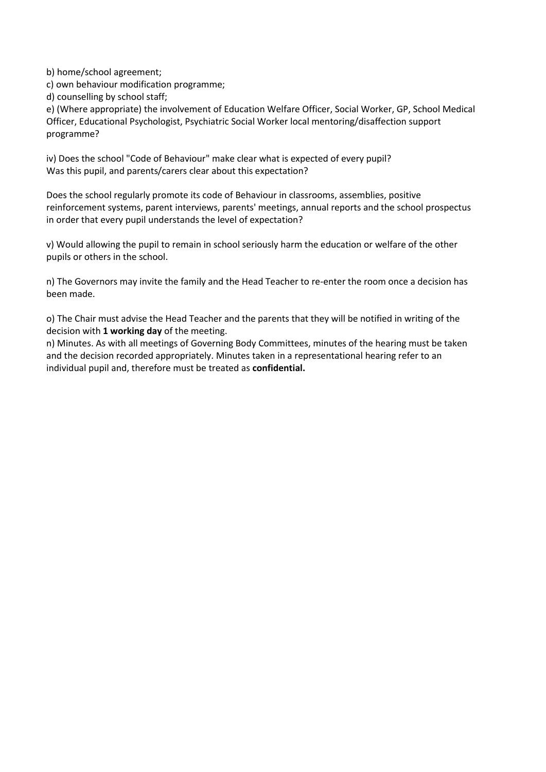b) home/school agreement;

c) own behaviour modification programme;

d) counselling by school staff;

e) (Where appropriate) the involvement of Education Welfare Officer, Social Worker, GP, School Medical Officer, Educational Psychologist, Psychiatric Social Worker local mentoring/disaffection support programme?

iv) Does the school "Code of Behaviour" make clear what is expected of every pupil? Was this pupil, and parents/carers clear about this expectation?

Does the school regularly promote its code of Behaviour in classrooms, assemblies, positive reinforcement systems, parent interviews, parents' meetings, annual reports and the school prospectus in order that every pupil understands the level of expectation?

v) Would allowing the pupil to remain in school seriously harm the education or welfare of the other pupils or others in the school.

n) The Governors may invite the family and the Head Teacher to re-enter the room once a decision has been made.

o) The Chair must advise the Head Teacher and the parents that they will be notified in writing of the decision with **1 working day** of the meeting.

n) Minutes. As with all meetings of Governing Body Committees, minutes of the hearing must be taken and the decision recorded appropriately. Minutes taken in a representational hearing refer to an individual pupil and, therefore must be treated as **confidential.**